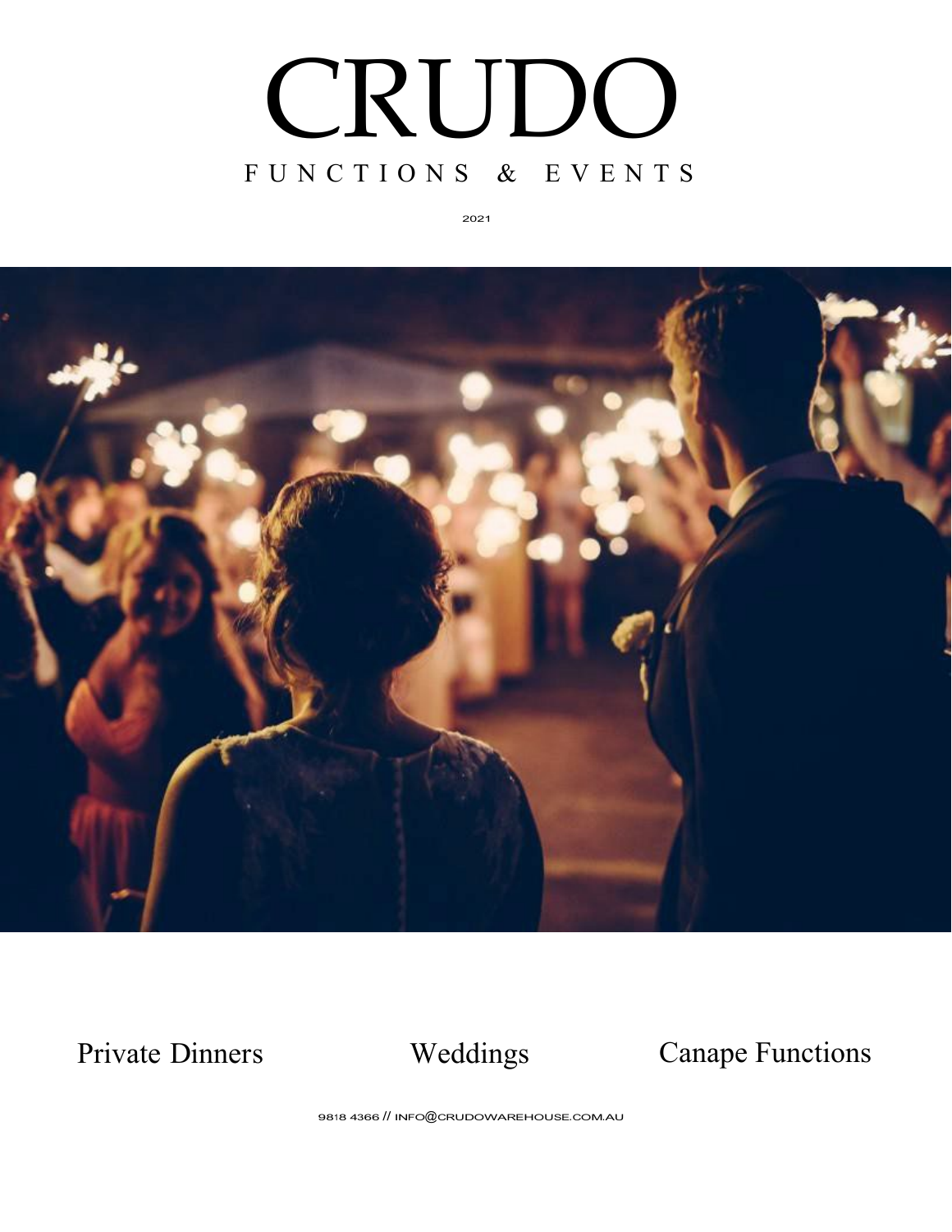# CRUDO

## FUNCTIONS & EVENTS

2021

Private Dinners    Weddings    Canape Functions

9818 4366 // INFO@CRUDOWAREHOUSE.COM.AU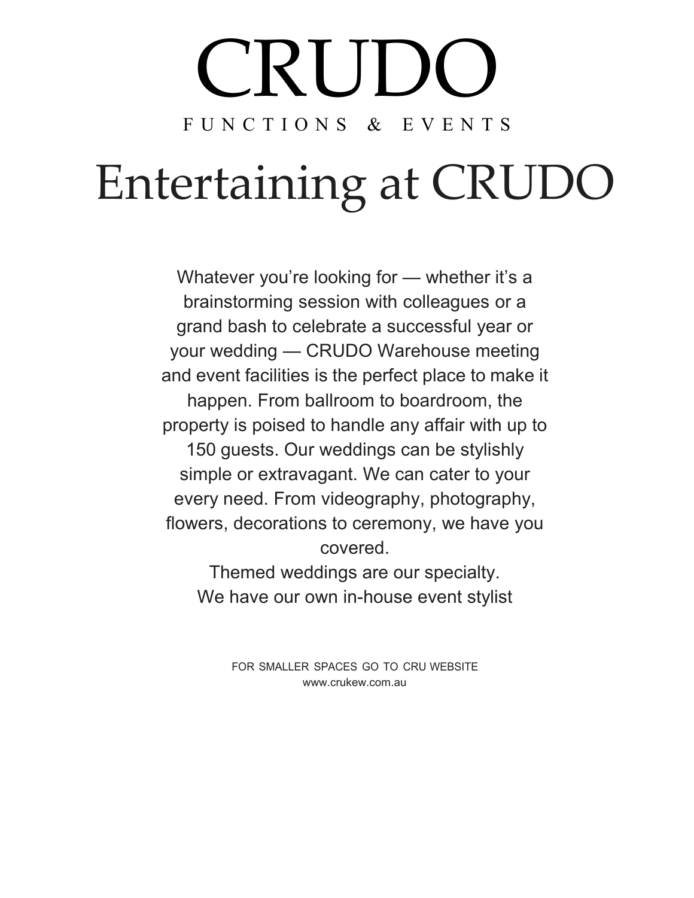# CRUDO

FUNCTIONS & EVENTS

# Entertaining at CRUDO

Whatever you're looking for — whether it's a brainstorming session with colleagues or a grand bash to celebrate a successful year or your wedding — CRUDO Warehouse meeting and event facilities is the perfect place to make it happen. From ballroom to boardroom, the property is poised to handle any affair with up to 150 guests. Our weddings can be stylishly simple or extravagant. We can cater to your every need. From videography, photography, flowers, decorations to ceremony, we have you covered.

Themed weddings are our specialty.

We have our own in-house event stylist

FOR SMALLER SPACES GO TO CRU WEBSITE
www.crukew.com.au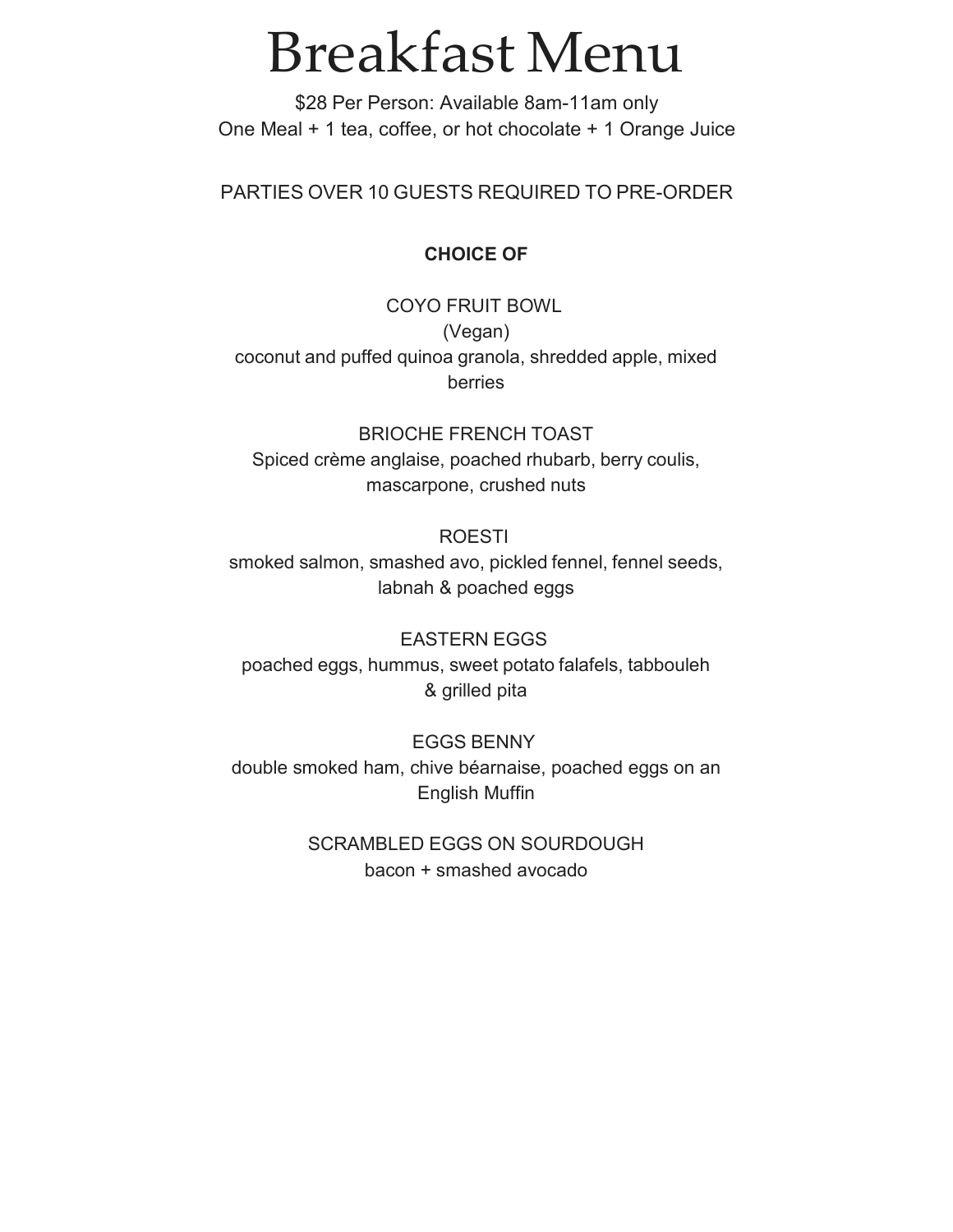# Breakfast Menu

$28 Per Person: Available 8am-11am only
One Meal + 1 tea, coffee, or hot chocolate + 1 Orange Juice

PARTIES OVER 10 GUESTS REQUIRED TO PRE-ORDER

**CHOICE OF**

COYO FRUIT BOWL
(Vegan)
coconut and puffed quinoa granola, shredded apple, mixed berries

BRIOCHE FRENCH TOAST
Spiced crème anglaise, poached rhubarb, berry coulis, mascarpone, crushed nuts

ROESTI
smoked salmon, smashed avo, pickled fennel, fennel seeds, labnah & poached eggs

EASTERN EGGS
poached eggs, hummus, sweet potato falafels, tabbouleh & grilled pita

EGGS BENNY
double smoked ham, chive béarnaise, poached eggs on an English Muffin

SCRAMBLED EGGS ON SOURDOUGH
bacon + smashed avocado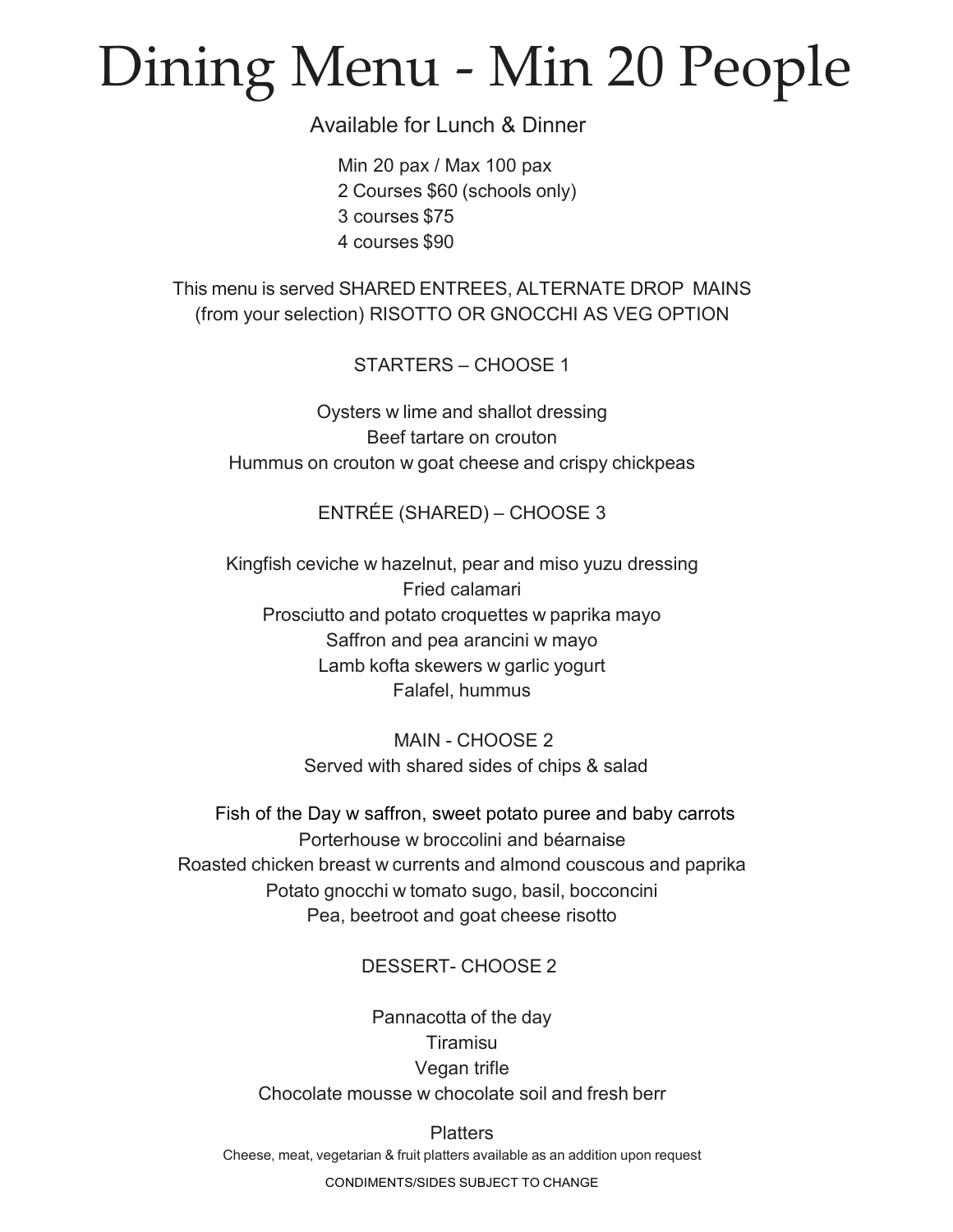# Dining Menu - Min 20 People

Available for Lunch & Dinner

Min 20 pax / Max 100 pax
2 Courses $60 (schools only)
3 courses $75
4 courses $90

This menu is served SHARED ENTREES, ALTERNATE DROP MAINS (from your selection) RISOTTO OR GNOCCHI AS VEG OPTION

## STARTERS – CHOOSE 1

Oysters w lime and shallot dressing
Beef tartare on crouton
Hummus on crouton w goat cheese and crispy chickpeas

## ENTRÉE (SHARED) – CHOOSE 3

Kingfish ceviche w hazelnut, pear and miso yuzu dressing
Fried calamari
Prosciutto and potato croquettes w paprika mayo
Saffron and pea arancini w mayo
Lamb kofta skewers w garlic yogurt
Falafel, hummus

## MAIN - CHOOSE 2

Served with shared sides of chips & salad

Fish of the Day w saffron, sweet potato puree and baby carrots
Porterhouse w broccolini and béarnaise
Roasted chicken breast w currents and almond couscous and paprika
Potato gnocchi w tomato sugo, basil, bocconcini
Pea, beetroot and goat cheese risotto

## DESSERT- CHOOSE 2

Pannacotta of the day
Tiramisu
Vegan trifle
Chocolate mousse w chocolate soil and fresh berr

## Platters

Cheese, meat, vegetarian & fruit platters available as an addition upon request

CONDIMENTS/SIDES SUBJECT TO CHANGE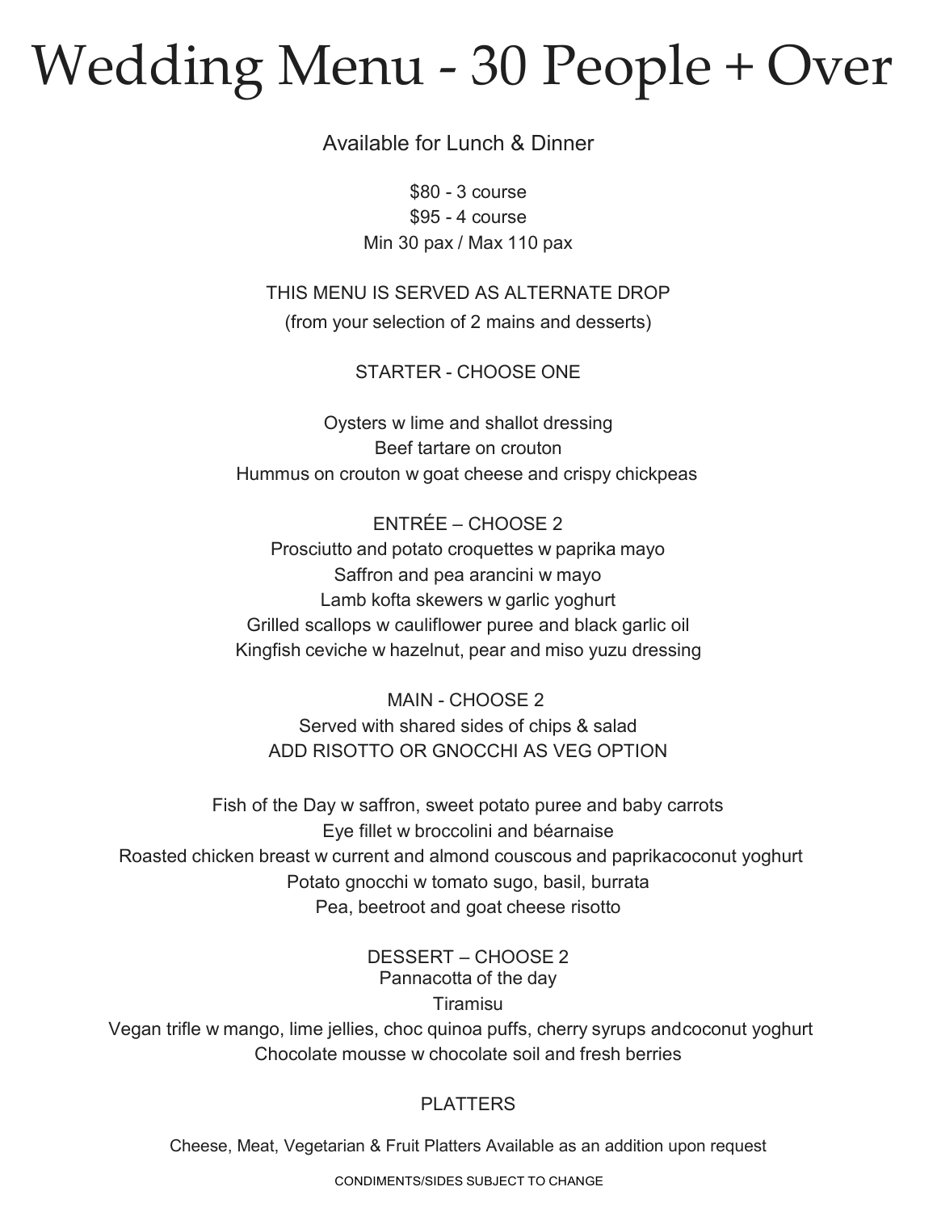# Wedding Menu - 30 People + Over

Available for Lunch & Dinner

$80 - 3 course
$95 - 4 course
Min 30 pax / Max 110 pax

THIS MENU IS SERVED AS ALTERNATE DROP
(from your selection of 2 mains and desserts)

## STARTER - CHOOSE ONE

Oysters w lime and shallot dressing
Beef tartare on crouton
Hummus on crouton w goat cheese and crispy chickpeas

## ENTRÉE – CHOOSE 2

Prosciutto and potato croquettes w paprika mayo
Saffron and pea arancini w mayo
Lamb kofta skewers w garlic yoghurt
Grilled scallops w cauliflower puree and black garlic oil
Kingfish ceviche w hazelnut, pear and miso yuzu dressing

## MAIN - CHOOSE 2

Served with shared sides of chips & salad
ADD RISOTTO OR GNOCCHI AS VEG OPTION

Fish of the Day w saffron, sweet potato puree and baby carrots
Eye fillet w broccolini and béarnaise
Roasted chicken breast w current and almond couscous and paprikacoconut yoghurt
Potato gnocchi w tomato sugo, basil, burrata
Pea, beetroot and goat cheese risotto

## DESSERT – CHOOSE 2

Pannacotta of the day
Tiramisu
Vegan trifle w mango, lime jellies, choc quinoa puffs, cherry syrups andcoconut yoghurt
Chocolate mousse w chocolate soil and fresh berries

## PLATTERS

Cheese, Meat, Vegetarian & Fruit Platters Available as an addition upon request

CONDIMENTS/SIDES SUBJECT TO CHANGE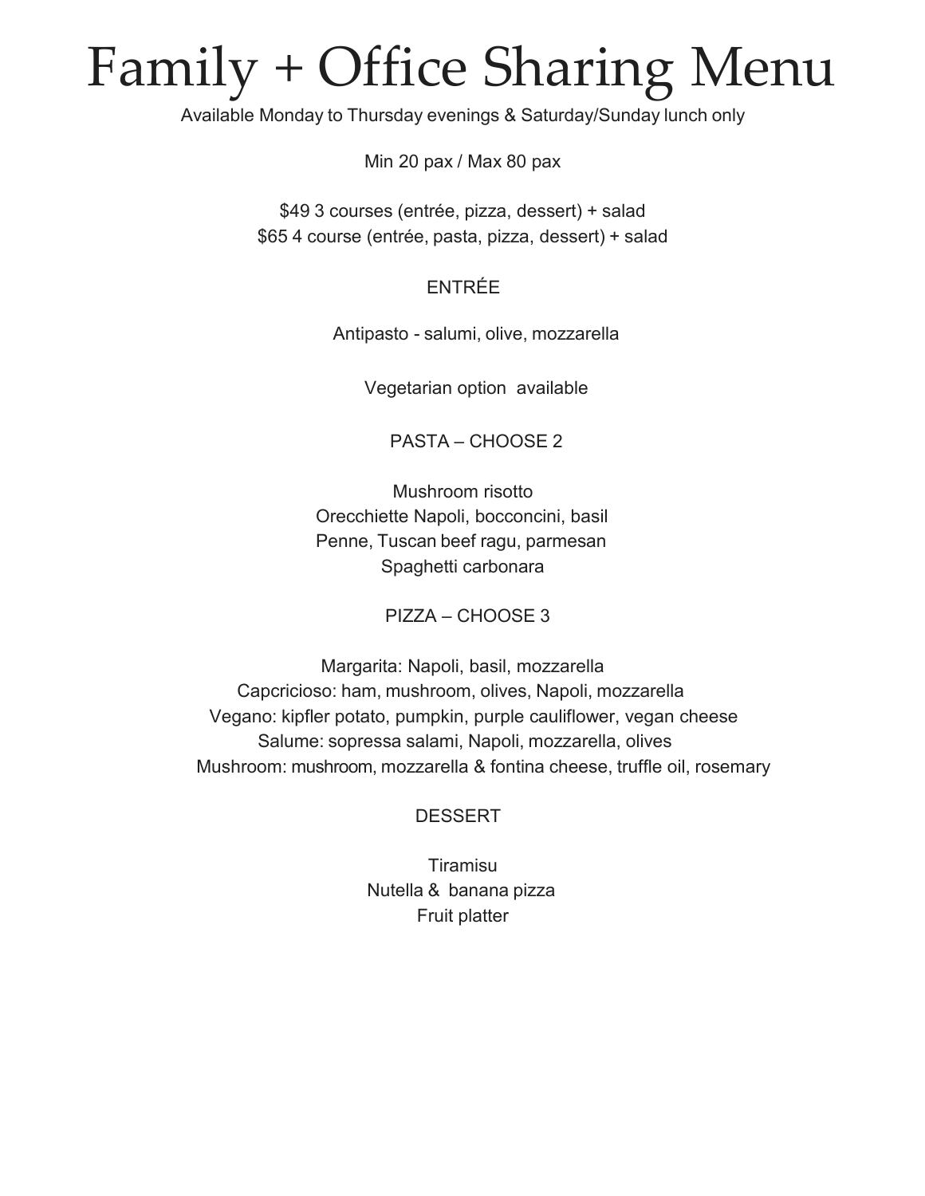# Family + Office Sharing Menu

Available Monday to Thursday evenings & Saturday/Sunday lunch only

Min 20 pax / Max 80 pax

$49 3 courses (entrée, pizza, dessert) + salad
$65 4 course (entrée, pasta, pizza, dessert) + salad

## ENTRÉE

Antipasto - salumi, olive, mozzarella

Vegetarian option available

## PASTA – CHOOSE 2

Mushroom risotto
Orecchiette Napoli, bocconcini, basil
Penne, Tuscan beef ragu, parmesan
Spaghetti carbonara

## PIZZA – CHOOSE 3

Margarita: Napoli, basil, mozzarella
Capcricioso: ham, mushroom, olives, Napoli, mozzarella
Vegano: kipfler potato, pumpkin, purple cauliflower, vegan cheese
Salume: sopressa salami, Napoli, mozzarella, olives
Mushroom: mushroom, mozzarella & fontina cheese, truffle oil, rosemary

## DESSERT

Tiramisu
Nutella & banana pizza
Fruit platter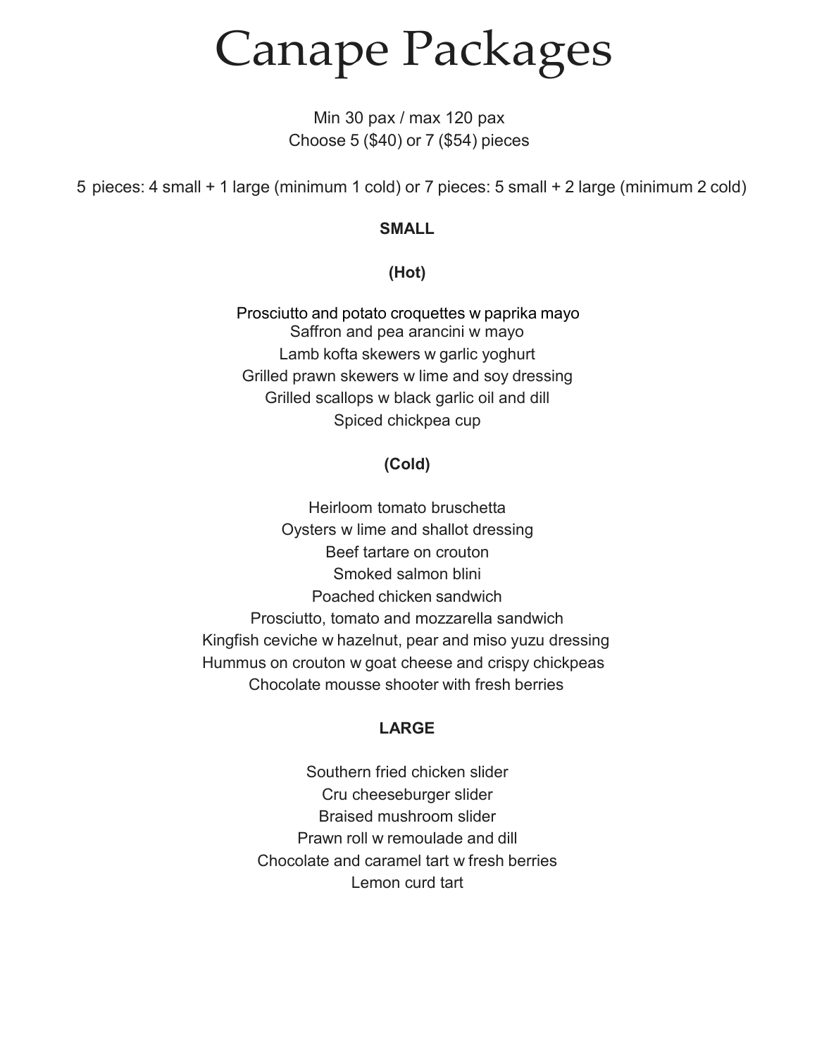# Canape Packages

Min 30 pax / max 120 pax

Choose 5 ($40) or 7 ($54) pieces

5 pieces: 4 small + 1 large (minimum 1 cold) or 7 pieces: 5 small + 2 large (minimum 2 cold)

**SMALL**

**(Hot)**

Prosciutto and potato croquettes w paprika mayo

Saffron and pea arancini w mayo

Lamb kofta skewers w garlic yoghurt

Grilled prawn skewers w lime and soy dressing

Grilled scallops w black garlic oil and dill

Spiced chickpea cup

**(Cold)**

Heirloom tomato bruschetta

Oysters w lime and shallot dressing

Beef tartare on crouton

Smoked salmon blini

Poached chicken sandwich

Prosciutto, tomato and mozzarella sandwich

Kingfish ceviche w hazelnut, pear and miso yuzu dressing

Hummus on crouton w goat cheese and crispy chickpeas

Chocolate mousse shooter with fresh berries

**LARGE**

Southern fried chicken slider

Cru cheeseburger slider

Braised mushroom slider

Prawn roll w remoulade and dill

Chocolate and caramel tart w fresh berries

Lemon curd tart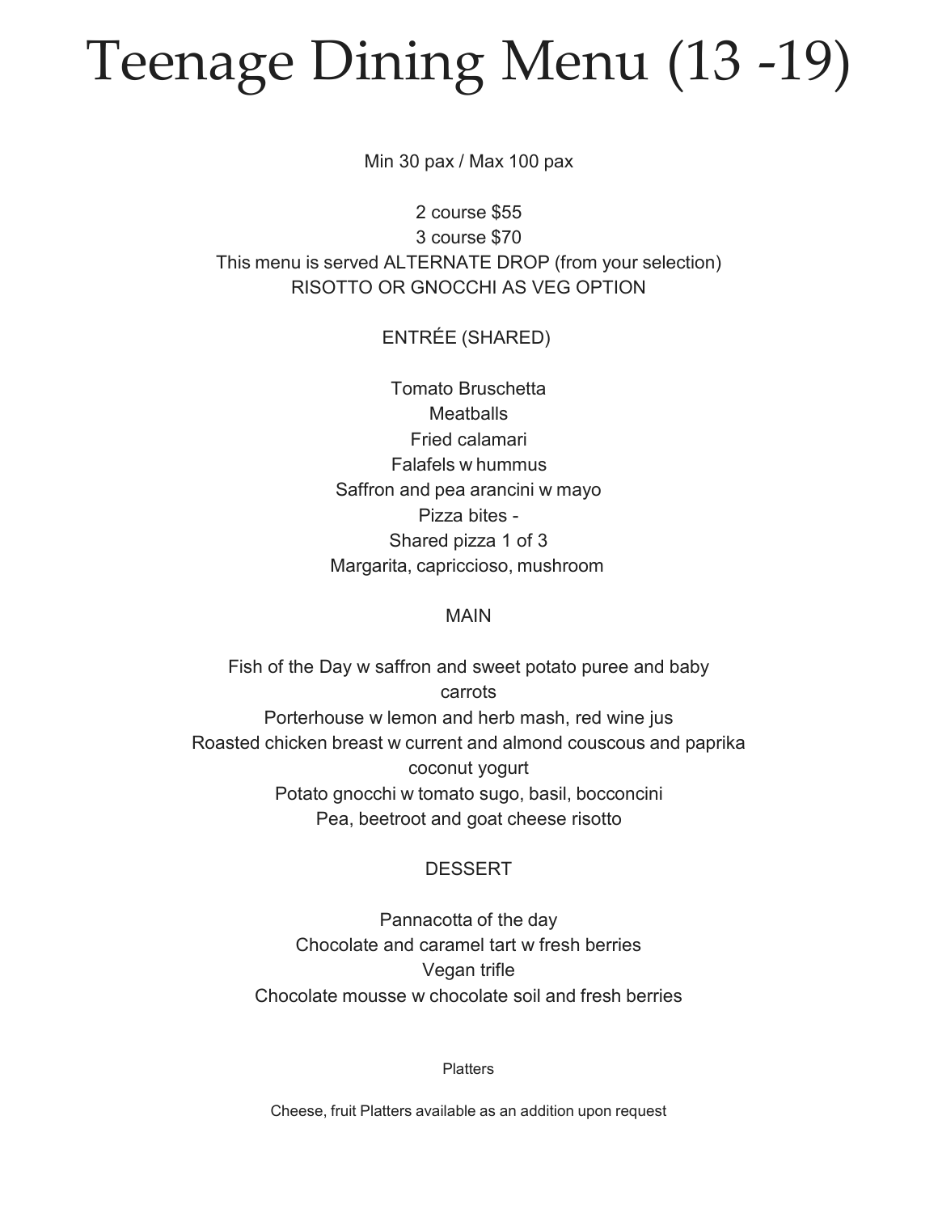# Teenage Dining Menu (13 -19)

Min 30 pax / Max 100 pax

2 course $55
3 course $70
This menu is served ALTERNATE DROP (from your selection)
RISOTTO OR GNOCCHI AS VEG OPTION

## ENTRÉE (SHARED)

Tomato Bruschetta
Meatballs
Fried calamari
Falafels w hummus
Saffron and pea arancini w mayo
Pizza bites -
Shared pizza 1 of 3
Margarita, capriccioso, mushroom

## MAIN

Fish of the Day w saffron and sweet potato puree and baby carrots
Porterhouse w lemon and herb mash, red wine jus
Roasted chicken breast w current and almond couscous and paprika coconut yogurt
Potato gnocchi w tomato sugo, basil, bocconcini
Pea, beetroot and goat cheese risotto

## DESSERT

Pannacotta of the day
Chocolate and caramel tart w fresh berries
Vegan trifle
Chocolate mousse w chocolate soil and fresh berries

### Platters

Cheese, fruit Platters available as an addition upon request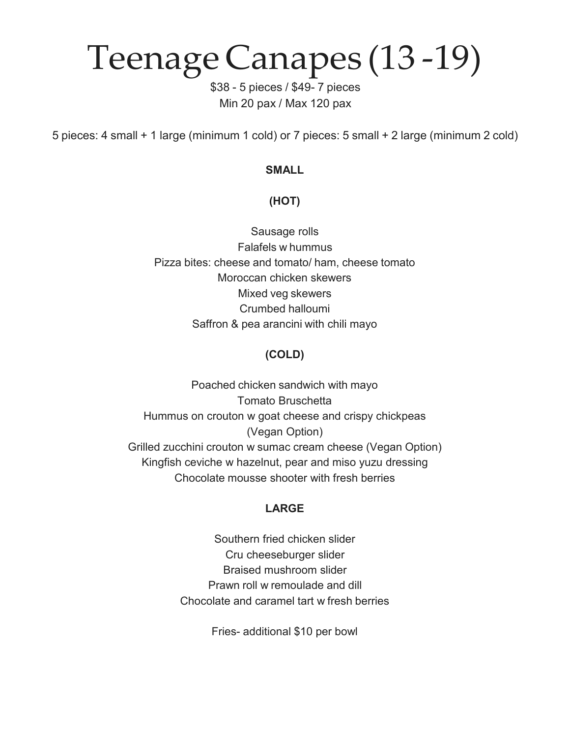# Teenage Canapes (13 -19)

$38 - 5 pieces / $49- 7 pieces
Min 20 pax / Max 120 pax

5 pieces: 4 small + 1 large (minimum 1 cold) or 7 pieces: 5 small + 2 large (minimum 2 cold)

## SMALL

### (HOT)

Sausage rolls
Falafels w hummus
Pizza bites: cheese and tomato/ ham, cheese tomato
Moroccan chicken skewers
Mixed veg skewers
Crumbed halloumi
Saffron & pea arancini with chili mayo

### (COLD)

Poached chicken sandwich with mayo
Tomato Bruschetta
Hummus on crouton w goat cheese and crispy chickpeas (Vegan Option)
Grilled zucchini crouton w sumac cream cheese (Vegan Option)
Kingfish ceviche w hazelnut, pear and miso yuzu dressing
Chocolate mousse shooter with fresh berries

## LARGE

Southern fried chicken slider
Cru cheeseburger slider
Braised mushroom slider
Prawn roll w remoulade and dill
Chocolate and caramel tart w fresh berries

Fries- additional $10 per bowl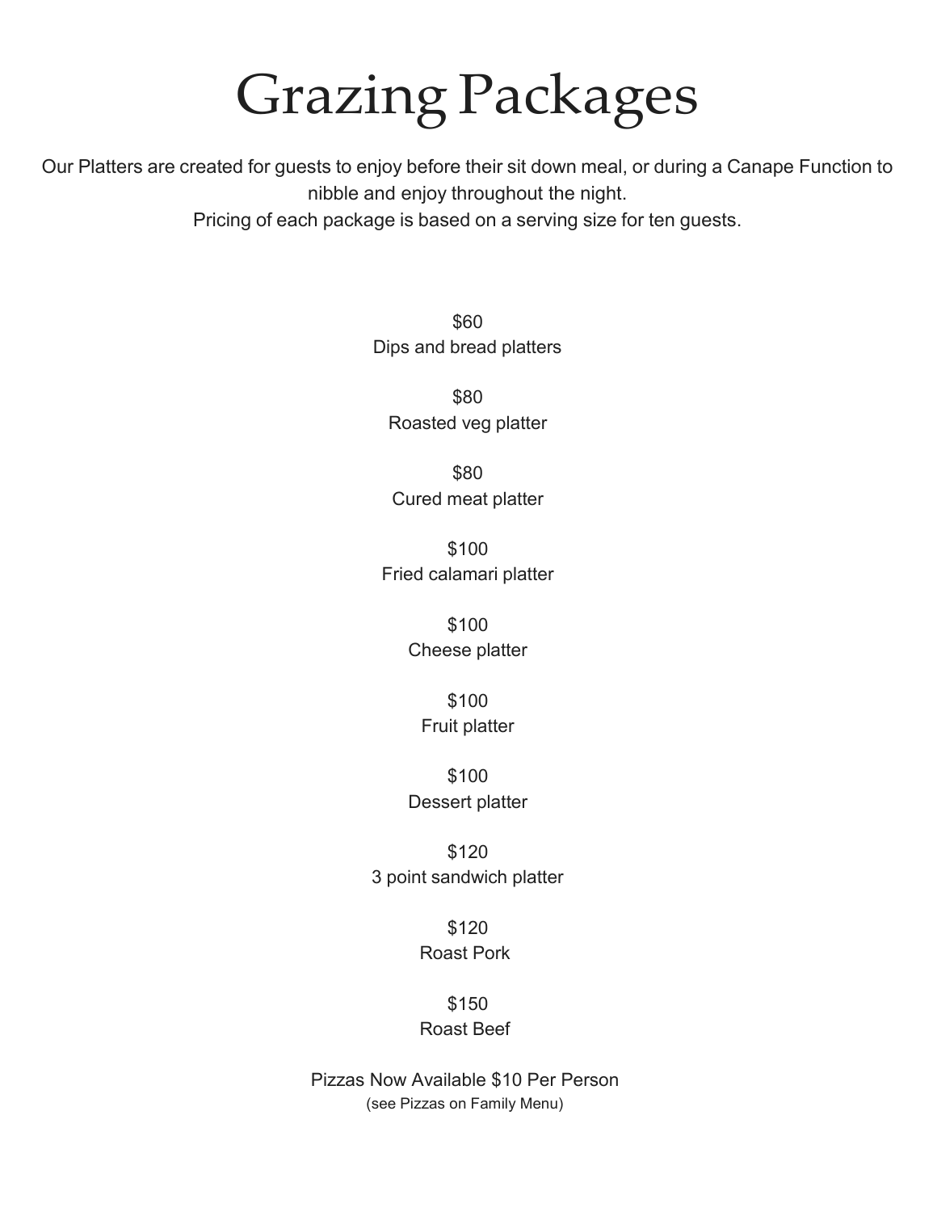# Grazing Packages

Our Platters are created for guests to enjoy before their sit down meal, or during a Canape Function to nibble and enjoy throughout the night.
Pricing of each package is based on a serving size for ten guests.

$60
Dips and bread platters

$80
Roasted veg platter

$80
Cured meat platter

$100
Fried calamari platter

$100
Cheese platter

$100
Fruit platter

$100
Dessert platter

$120
3 point sandwich platter

$120
Roast Pork

$150
Roast Beef

Pizzas Now Available $10 Per Person
(see Pizzas on Family Menu)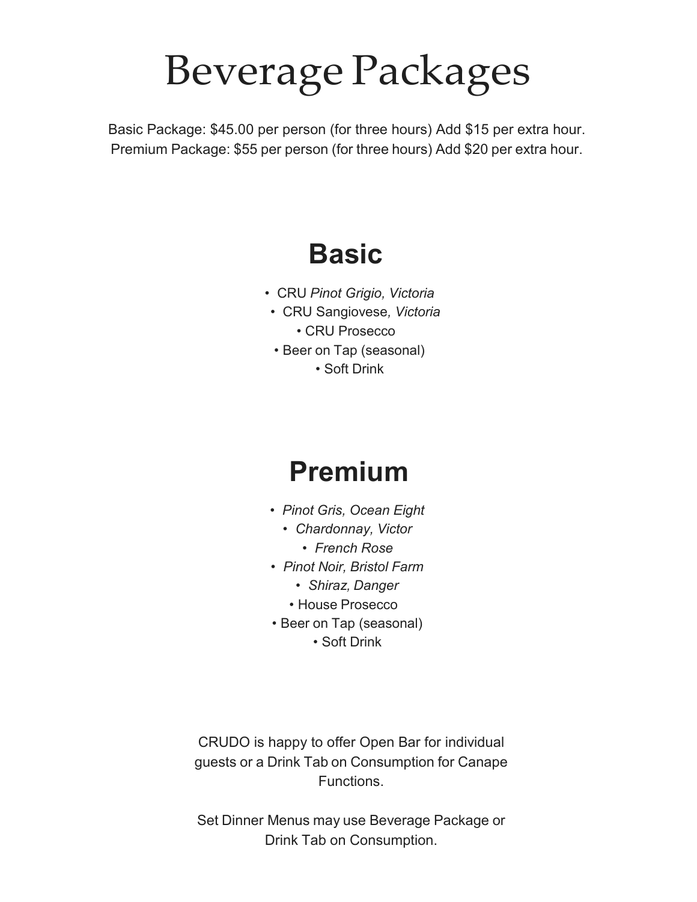# Beverage Packages

Basic Package: $45.00 per person (for three hours) Add $15 per extra hour.
Premium Package: $55 per person (for three hours) Add $20 per extra hour.

## Basic

- CRU *Pinot Grigio, Victoria*
- CRU Sangiovese*, Victoria*
- CRU Prosecco
- Beer on Tap (seasonal)
- Soft Drink

## Premium

- *Pinot Gris, Ocean Eight*
- *Chardonnay, Victor*
- *French Rose*
- *Pinot Noir, Bristol Farm*
- *Shiraz, Danger*
- House Prosecco
- Beer on Tap (seasonal)
- Soft Drink

CRUDO is happy to offer Open Bar for individual guests or a Drink Tab on Consumption for Canape Functions.

Set Dinner Menus may use Beverage Package or Drink Tab on Consumption.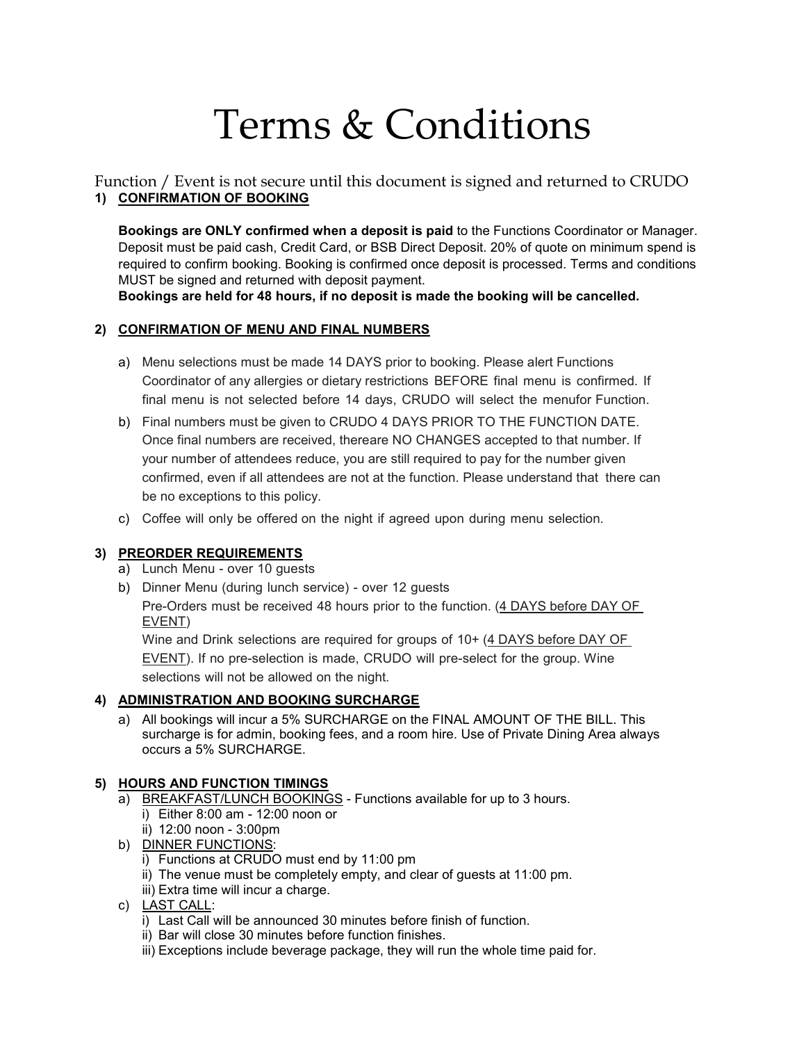# Terms & Conditions

Function / Event is not secure until this document is signed and returned to CRUDO

**1) CONFIRMATION OF BOOKING**

**Bookings are ONLY confirmed when a deposit is paid** to the Functions Coordinator or Manager. Deposit must be paid cash, Credit Card, or BSB Direct Deposit. 20% of quote on minimum spend is required to confirm booking. Booking is confirmed once deposit is processed. Terms and conditions MUST be signed and returned with deposit payment.
**Bookings are held for 48 hours, if no deposit is made the booking will be cancelled.**

**2) CONFIRMATION OF MENU AND FINAL NUMBERS**

a) Menu selections must be made 14 DAYS prior to booking. Please alert Functions Coordinator of any allergies or dietary restrictions BEFORE final menu is confirmed. If final menu is not selected before 14 days, CRUDO will select the menufor Function.

b) Final numbers must be given to CRUDO 4 DAYS PRIOR TO THE FUNCTION DATE. Once final numbers are received, thereare NO CHANGES accepted to that number. If your number of attendees reduce, you are still required to pay for the number given confirmed, even if all attendees are not at the function. Please understand that there can be no exceptions to this policy.

c) Coffee will only be offered on the night if agreed upon during menu selection.

**3) PREORDER REQUIREMENTS**

a) Lunch Menu - over 10 guests

b) Dinner Menu (during lunch service) - over 12 guests
Pre-Orders must be received 48 hours prior to the function. (4 DAYS before DAY OF EVENT)
Wine and Drink selections are required for groups of 10+ (4 DAYS before DAY OF EVENT). If no pre-selection is made, CRUDO will pre-select for the group. Wine selections will not be allowed on the night.

**4) ADMINISTRATION AND BOOKING SURCHARGE**

a) All bookings will incur a 5% SURCHARGE on the FINAL AMOUNT OF THE BILL. This surcharge is for admin, booking fees, and a room hire. Use of Private Dining Area always occurs a 5% SURCHARGE.

**5) HOURS AND FUNCTION TIMINGS**

a) BREAKFAST/LUNCH BOOKINGS - Functions available for up to 3 hours.
   i) Either 8:00 am - 12:00 noon or
   ii) 12:00 noon - 3:00pm

b) DINNER FUNCTIONS:
   i) Functions at CRUDO must end by 11:00 pm
   ii) The venue must be completely empty, and clear of guests at 11:00 pm.
   iii) Extra time will incur a charge.

c) LAST CALL:
   i) Last Call will be announced 30 minutes before finish of function.
   ii) Bar will close 30 minutes before function finishes.
   iii) Exceptions include beverage package, they will run the whole time paid for.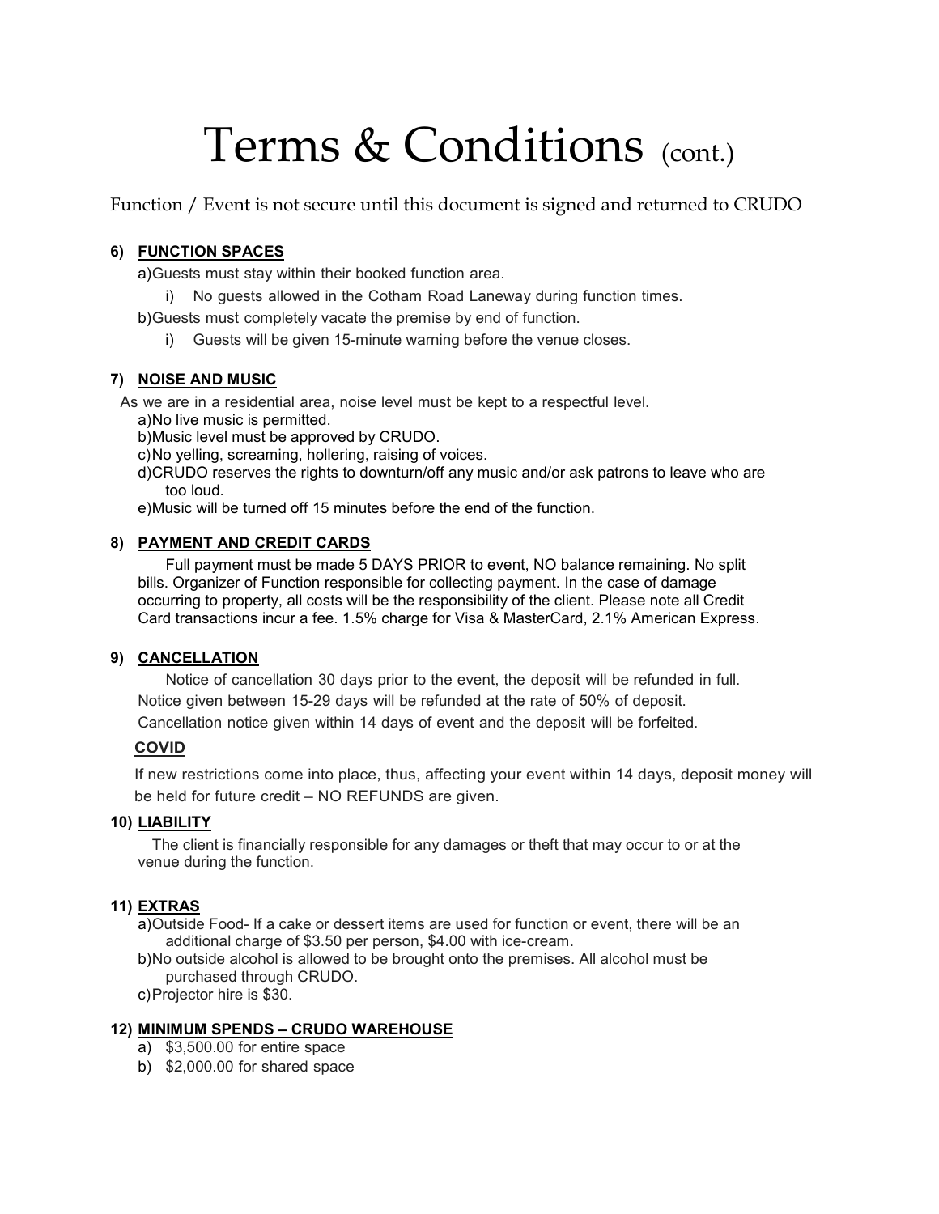# Terms & Conditions (cont.)

Function / Event is not secure until this document is signed and returned to CRUDO

### 6) FUNCTION SPACES

a) Guests must stay within their booked function area.
   i) No guests allowed in the Cotham Road Laneway during function times.

b) Guests must completely vacate the premise by end of function.
   i) Guests will be given 15-minute warning before the venue closes.

### 7) NOISE AND MUSIC

As we are in a residential area, noise level must be kept to a respectful level.

a) No live music is permitted.
b) Music level must be approved by CRUDO.
c) No yelling, screaming, hollering, raising of voices.
d) CRUDO reserves the rights to downturn/off any music and/or ask patrons to leave who are too loud.
e) Music will be turned off 15 minutes before the end of the function.

### 8) PAYMENT AND CREDIT CARDS

Full payment must be made 5 DAYS PRIOR to event, NO balance remaining. No split bills. Organizer of Function responsible for collecting payment. In the case of damage occurring to property, all costs will be the responsibility of the client. Please note all Credit Card transactions incur a fee. 1.5% charge for Visa & MasterCard, 2.1% American Express.

### 9) CANCELLATION

Notice of cancellation 30 days prior to the event, the deposit will be refunded in full. Notice given between 15-29 days will be refunded at the rate of 50% of deposit. Cancellation notice given within 14 days of event and the deposit will be forfeited.

**COVID**

If new restrictions come into place, thus, affecting your event within 14 days, deposit money will be held for future credit – NO REFUNDS are given.

### 10) LIABILITY

The client is financially responsible for any damages or theft that may occur to or at the venue during the function.

### 11) EXTRAS

a) Outside Food- If a cake or dessert items are used for function or event, there will be an additional charge of $3.50 per person, $4.00 with ice-cream.
b) No outside alcohol is allowed to be brought onto the premises. All alcohol must be purchased through CRUDO.
c) Projector hire is $30.

### 12) MINIMUM SPENDS – CRUDO WAREHOUSE

a) $3,500.00 for entire space
b) $2,000.00 for shared space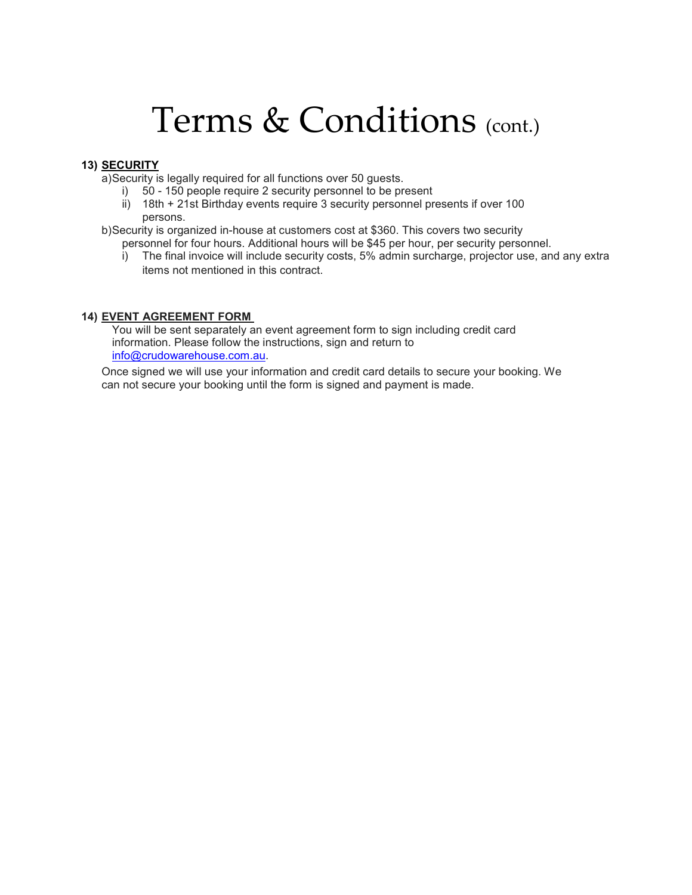# Terms & Conditions (cont.)

**13) <u>SECURITY</u>**

a) Security is legally required for all functions over 50 guests.

i) 50 - 150 people require 2 security personnel to be present

ii) 18th + 21st Birthday events require 3 security personnel presents if over 100 persons.

b) Security is organized in-house at customers cost at $360. This covers two security personnel for four hours. Additional hours will be $45 per hour, per security personnel.

i) The final invoice will include security costs, 5% admin surcharge, projector use, and any extra items not mentioned in this contract.

**14) <u>EVENT AGREEMENT FORM</u>**

You will be sent separately an event agreement form to sign including credit card information. Please follow the instructions, sign and return to [info@crudowarehouse.com.au](mailto:info@crudowarehouse.com.au).

Once signed we will use your information and credit card details to secure your booking. We can not secure your booking until the form is signed and payment is made.